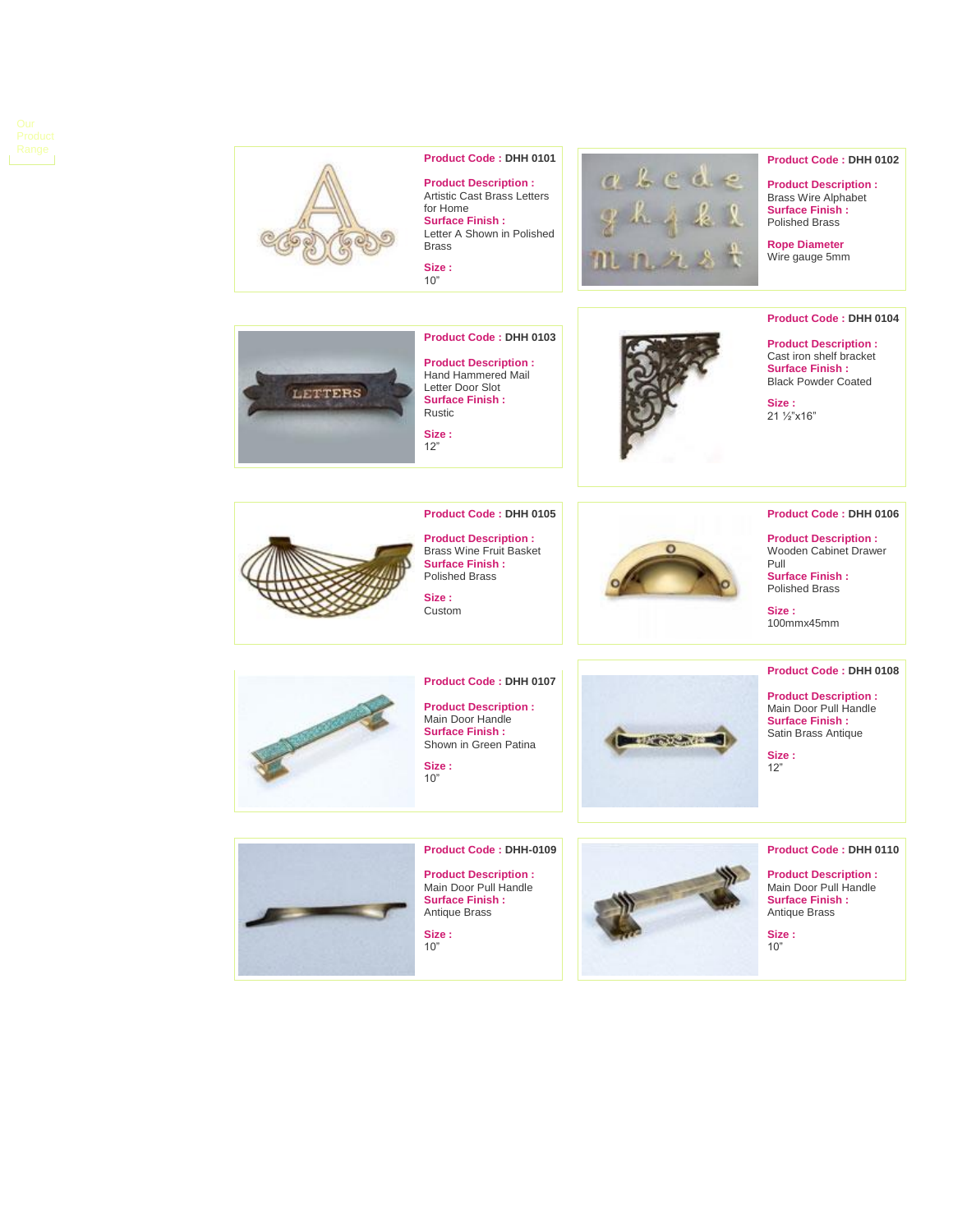Our Product Range

**Product Code :** DHH 0101

**Product Description :**
Artistic Cast Brass Letters for Home

**Surface Finish :**
Letter A Shown in Polished Brass

**Size :**
10"

**Product Code :** DHH 0102

**Product Description :**
Brass Wire Alphabet

**Surface Finish :**
Polished Brass

**Rope Diameter**
Wire gauge 5mm

**Product Code :** DHH 0103

**Product Description :**
Hand Hammered Mail Letter Door Slot

**Surface Finish :**
Rustic

**Size :**
12"

**Product Code :** DHH 0104

**Product Description :**
Cast iron shelf bracket

**Surface Finish :**
Black Powder Coated

**Size :**
21 ½"x16"

**Product Code :** DHH 0105

**Product Description :**
Brass Wine Fruit Basket

**Surface Finish :**
Polished Brass

**Size :**
Custom

**Product Code :** DHH 0106

**Product Description :**
Wooden Cabinet Drawer Pull

**Surface Finish :**
Polished Brass

**Size :**
100mmx45mm

**Product Code :** DHH 0107

**Product Description :**
Main Door Handle

**Surface Finish :**
Shown in Green Patina

**Size :**
10"

**Product Code :** DHH 0108

**Product Description :**
Main Door Pull Handle

**Surface Finish :**
Satin Brass Antique

**Size :**
12"

**Product Code :** DHH-0109

**Product Description :**
Main Door Pull Handle

**Surface Finish :**
Antique Brass

**Size :**
10"

**Product Code :** DHH 0110

**Product Description :**
Main Door Pull Handle

**Surface Finish :**
Antique Brass

**Size :**
10"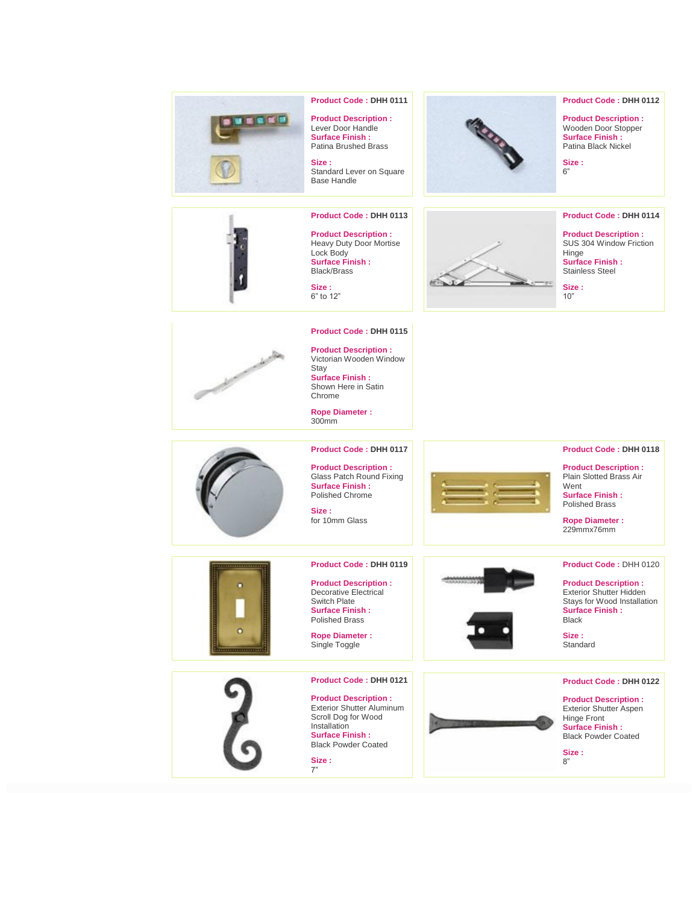**Product Code :** DHH 0111

**Product Description :**
Lever Door Handle
**Surface Finish :**
Patina Brushed Brass

**Size :**
Standard Lever on Square Base Handle

**Product Code :** DHH 0112

**Product Description :**
Wooden Door Stopper
**Surface Finish :**
Patina Black Nickel

**Size :**
6"

**Product Code :** DHH 0113

**Product Description :**
Heavy Duty Door Mortise Lock Body
**Surface Finish :**
Black/Brass

**Size :**
6" to 12"

**Product Code :** DHH 0114

**Product Description :**
SUS 304 Window Friction Hinge
**Surface Finish :**
Stainless Steel

**Size :**
10"

**Product Code :** DHH 0115

**Product Description :**
Victorian Wooden Window Stay
**Surface Finish :**
Shown Here in Satin Chrome

**Rope Diameter :**
300mm

**Product Code :** DHH 0117

**Product Description :**
Glass Patch Round Fixing
**Surface Finish :**
Polished Chrome

**Size :**
for 10mm Glass

**Product Code :** DHH 0118

**Product Description :**
Plain Slotted Brass Air Went
**Surface Finish :**
Polished Brass

**Rope Diameter :**
229mmx76mm

**Product Code :** DHH 0119

**Product Description :**
Decorative Electrical Switch Plate
**Surface Finish :**
Polished Brass

**Rope Diameter :**
Single Toggle

**Product Code :** DHH 0120

**Product Description :**
Exterior Shutter Hidden Stays for Wood Installation
**Surface Finish :**
Black

**Size :**
Standard

**Product Code :** DHH 0121

**Product Description :**
Exterior Shutter Aluminum Scroll Dog for Wood Installation
**Surface Finish :**
Black Powder Coated

**Size :**
7"

**Product Code :** DHH 0122

**Product Description :**
Exterior Shutter Aspen Hinge Front
**Surface Finish :**
Black Powder Coated

**Size :**
8"